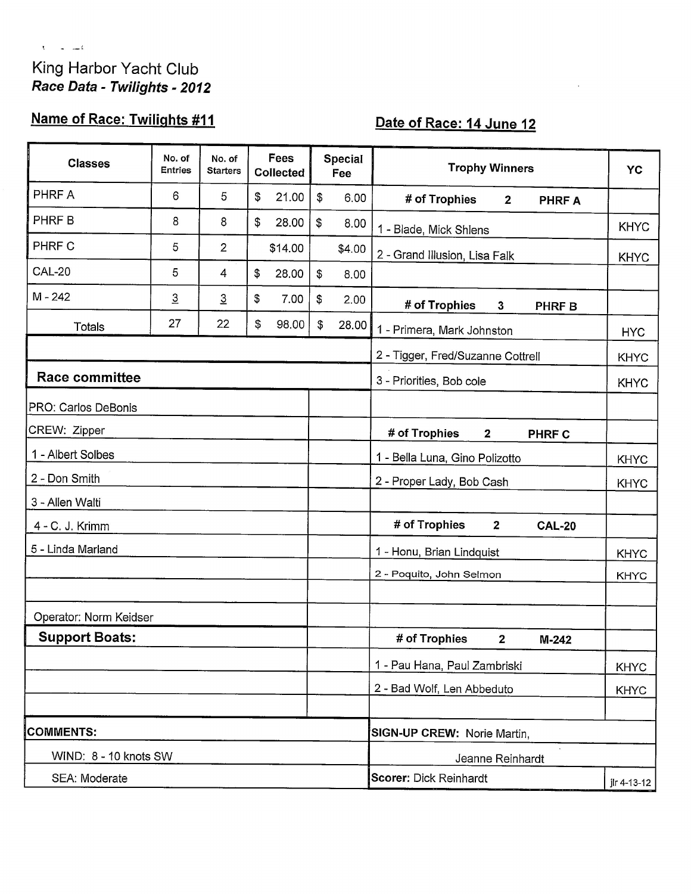# King Harbor Yacht Club

***Race Data - Twilights - 2012***

**Name of Race: Twilights #11** **Date of Race: 14 June 12**

| Classes | No. of Entries | No. of Starters | Fees Collected | Special Fee |
|---|---|---|---|---|
| PHRF A | 6 | 5 | $ 21.00 | $ 6.00 |
| PHRF B | 8 | 8 | $ 28.00 | $ 8.00 |
| PHRF C | 5 | 2 | $14.00 | $4.00 |
| CAL-20 | 5 | 4 | $ 28.00 | $ 8.00 |
| M - 242 | 3 | 3 | $ 7.00 | $ 2.00 |
| Totals | 27 | 22 | $ 98.00 | $ 28.00 |

**Race committee**

| | |
|---|---|
| PRO: Carlos DeBonis | |
| CREW: Zipper | |
| 1 - Albert Solbes | |
| 2 - Don Smith | |
| 3 - Allen Walti | |
| 4 - C. J. Krimm | |
| 5 - Linda Marland | |
| | |
| | |
| Operator: Norm Keidser | |

**Support Boats:**

| Trophy Winners | YC |
|---|---|
| **# of Trophies 2 PHRF A** | |
| 1 - Blade, Mick Shlens | KHYC |
| 2 - Grand Illusion, Lisa Falk | KHYC |
| | |
| **# of Trophies 3 PHRF B** | |
| 1 - Primera, Mark Johnston | HYC |
| 2 - Tigger, Fred/Suzanne Cottrell | KHYC |
| 3 - Priorities, Bob cole | KHYC |
| | |
| **# of Trophies 2 PHRF C** | |
| 1 - Bella Luna, Gino Polizotto | KHYC |
| 2 - Proper Lady, Bob Cash | KHYC |
| | |
| **# of Trophies 2 CAL-20** | |
| 1 - Honu, Brian Lindquist | KHYC |
| 2 - Poquito, John Selmon | KHYC |
| | |
| | |
| **# of Trophies 2 M-242** | |
| 1 - Pau Hana, Paul Zambriski | KHYC |
| 2 - Bad Wolf, Len Abbeduto | KHYC |

**COMMENTS:**

WIND: 8 - 10 knots SW

SEA: Moderate

**SIGN-UP CREW:** Norie Martin, Jeanne Reinhardt

**Scorer:** Dick Reinhardt

jlr 4-13-12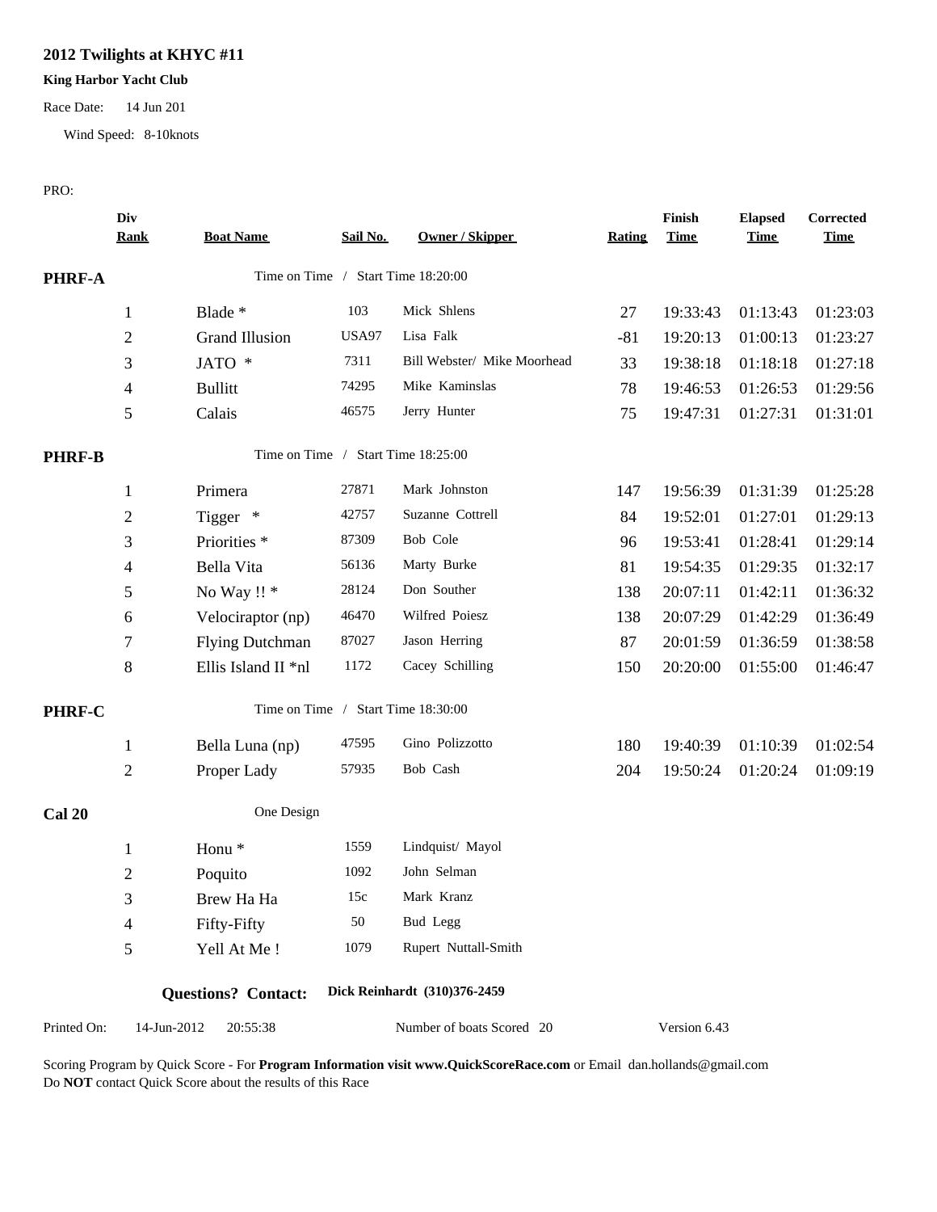# 2012 Twilights at KHYC #11

**King Harbor Yacht Club**

Race Date: 14 Jun 201

Wind Speed: 8-10knots

PRO:

| Div Rank | Boat Name | Sail No. | Owner / Skipper | Rating | Finish Time | Elapsed Time | Corrected Time |
|---|---|---|---|---|---|---|---|
| **PHRF-A** | Time on Time / Start Time 18:20:00 | | | | | | |
| 1 | Blade * | 103 | Mick Shlens | 27 | 19:33:43 | 01:13:43 | 01:23:03 |
| 2 | Grand Illusion | USA97 | Lisa Falk | -81 | 19:20:13 | 01:00:13 | 01:23:27 |
| 3 | JATO * | 7311 | Bill Webster/ Mike Moorhead | 33 | 19:38:18 | 01:18:18 | 01:27:18 |
| 4 | Bullitt | 74295 | Mike Kaminslas | 78 | 19:46:53 | 01:26:53 | 01:29:56 |
| 5 | Calais | 46575 | Jerry Hunter | 75 | 19:47:31 | 01:27:31 | 01:31:01 |
| **PHRF-B** | Time on Time / Start Time 18:25:00 | | | | | | |
| 1 | Primera | 27871 | Mark Johnston | 147 | 19:56:39 | 01:31:39 | 01:25:28 |
| 2 | Tigger * | 42757 | Suzanne Cottrell | 84 | 19:52:01 | 01:27:01 | 01:29:13 |
| 3 | Priorities * | 87309 | Bob Cole | 96 | 19:53:41 | 01:28:41 | 01:29:14 |
| 4 | Bella Vita | 56136 | Marty Burke | 81 | 19:54:35 | 01:29:35 | 01:32:17 |
| 5 | No Way !! * | 28124 | Don Souther | 138 | 20:07:11 | 01:42:11 | 01:36:32 |
| 6 | Velociraptor (np) | 46470 | Wilfred Poiesz | 138 | 20:07:29 | 01:42:29 | 01:36:49 |
| 7 | Flying Dutchman | 87027 | Jason Herring | 87 | 20:01:59 | 01:36:59 | 01:38:58 |
| 8 | Ellis Island II *nl | 1172 | Cacey Schilling | 150 | 20:20:00 | 01:55:00 | 01:46:47 |
| **PHRF-C** | Time on Time / Start Time 18:30:00 | | | | | | |
| 1 | Bella Luna (np) | 47595 | Gino Polizzotto | 180 | 19:40:39 | 01:10:39 | 01:02:54 |
| 2 | Proper Lady | 57935 | Bob Cash | 204 | 19:50:24 | 01:20:24 | 01:09:19 |
| **Cal 20** | One Design | | | | | | |
| 1 | Honu * | 1559 | Lindquist/ Mayol | | | | |
| 2 | Poquito | 1092 | John Selman | | | | |
| 3 | Brew Ha Ha | 15c | Mark Kranz | | | | |
| 4 | Fifty-Fifty | 50 | Bud Legg | | | | |
| 5 | Yell At Me ! | 1079 | Rupert Nuttall-Smith | | | | |

**Questions? Contact:** **Dick Reinhardt (310)376-2459**

Printed On: 14-Jun-2012 20:55:38 Number of boats Scored 20 Version 6.43

Scoring Program by Quick Score - For **Program Information visit www.QuickScoreRace.com** or Email dan.hollands@gmail.com
Do **NOT** contact Quick Score about the results of this Race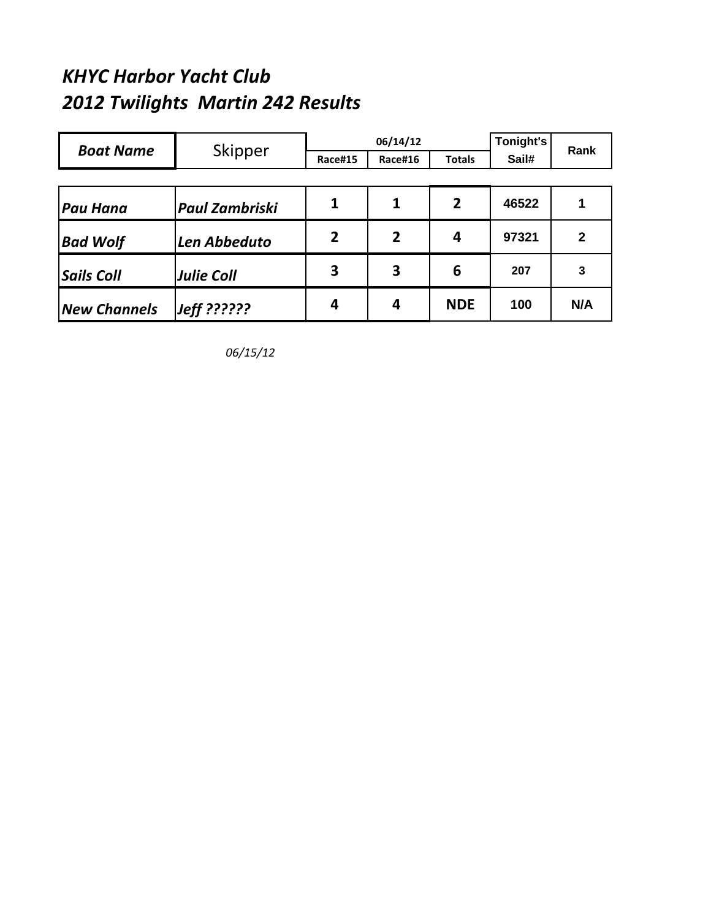# *KHYC Harbor Yacht Club*
# *2012 Twilights  Martin 242 Results*

| Boat Name | Skipper | 06/14/12 | | | Tonight's | Rank |
|---|---|---|---|---|---|---|
| | | Race#15 | Race#16 | Totals | Sail# | |
| *Pau Hana* | *Paul Zambriski* | 1 | 1 | 2 | 46522 | 1 |
| *Bad Wolf* | *Len Abbeduto* | 2 | 2 | 4 | 97321 | 2 |
| *Sails Coll* | *Julie Coll* | 3 | 3 | 6 | 207 | 3 |
| *New Channels* | *Jeff ??????* | 4 | 4 | NDE | 100 | N/A |

*06/15/12*